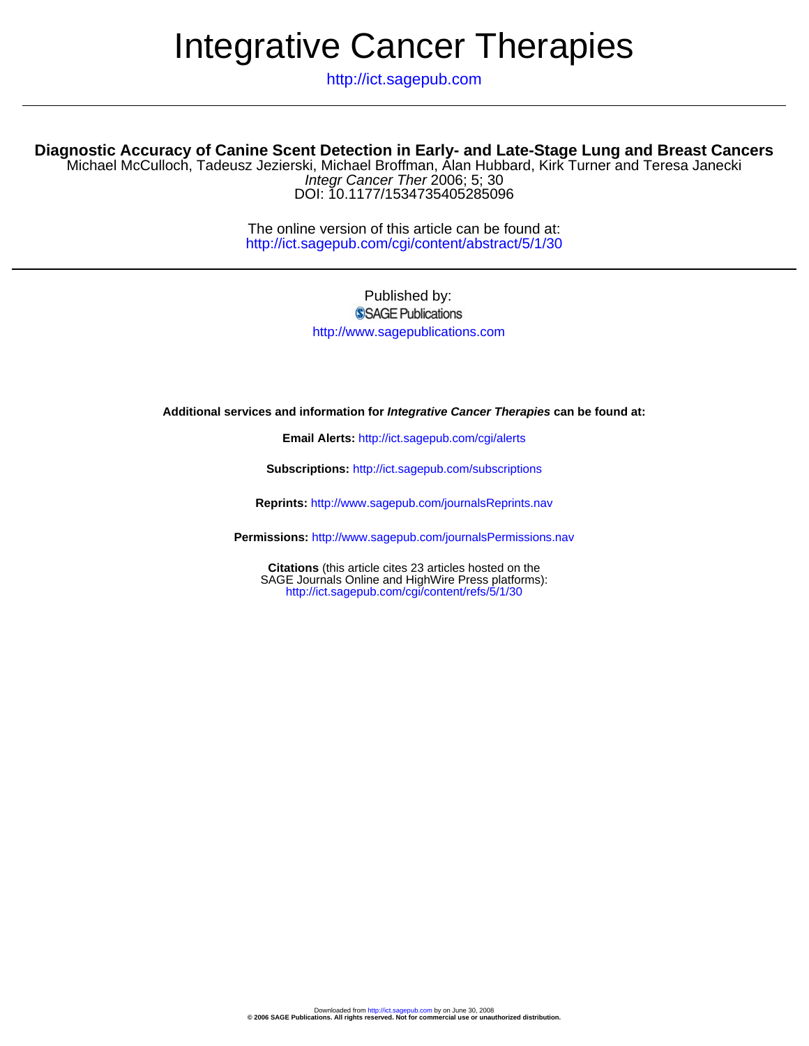# Integrative Cancer Therapies

http://ict.sagepub.com

## Diagnostic Accuracy of Canine Scent Detection in Early- and Late-Stage Lung and Breast Cancers

Michael McCulloch, Tadeusz Jezierski, Michael Broffman, Alan Hubbard, Kirk Turner and Teresa Janecki

*Integr Cancer Ther* 2006; 5; 30

DOI: 10.1177/1534735405285096

The online version of this article can be found at:
http://ict.sagepub.com/cgi/content/abstract/5/1/30

Published by:

SAGE Publications

http://www.sagepublications.com

**Additional services and information for *Integrative Cancer Therapies* can be found at:**

**Email Alerts:** http://ict.sagepub.com/cgi/alerts

**Subscriptions:** http://ict.sagepub.com/subscriptions

**Reprints:** http://www.sagepub.com/journalsReprints.nav

**Permissions:** http://www.sagepub.com/journalsPermissions.nav

**Citations** (this article cites 23 articles hosted on the SAGE Journals Online and HighWire Press platforms):
http://ict.sagepub.com/cgi/content/refs/5/1/30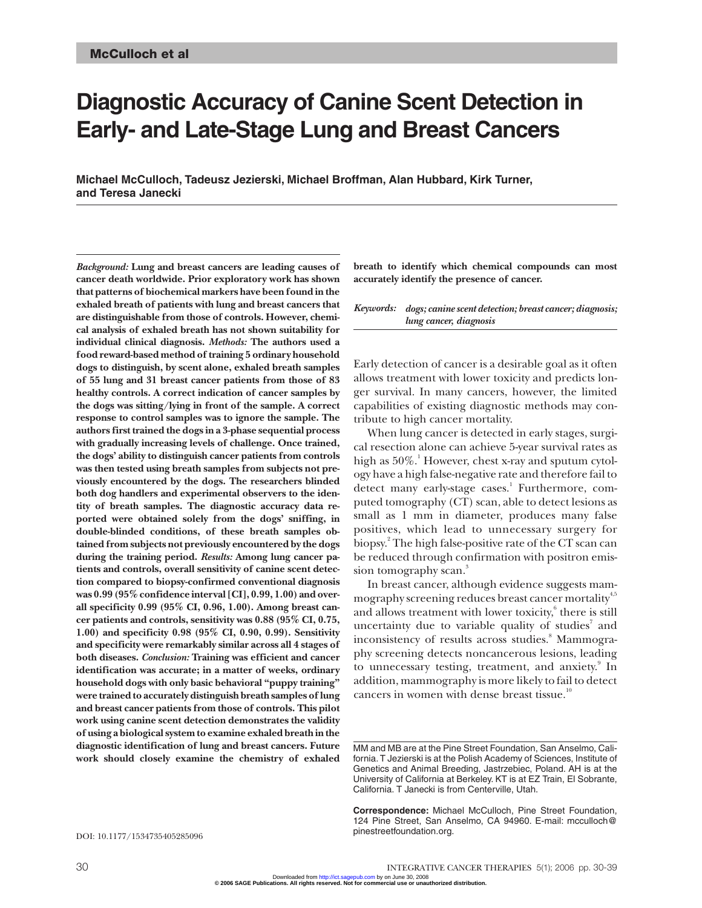# Diagnostic Accuracy of Canine Scent Detection in Early- and Late-Stage Lung and Breast Cancers

**Michael McCulloch, Tadeusz Jezierski, Michael Broffman, Alan Hubbard, Kirk Turner, and Teresa Janecki**

***Background:*** **Lung and breast cancers are leading causes of cancer death worldwide. Prior exploratory work has shown that patterns of biochemical markers have been found in the exhaled breath of patients with lung and breast cancers that are distinguishable from those of controls. However, chemical analysis of exhaled breath has not shown suitability for individual clinical diagnosis.** ***Methods:*** **The authors used a food reward-based method of training 5 ordinary household dogs to distinguish, by scent alone, exhaled breath samples of 55 lung and 31 breast cancer patients from those of 83 healthy controls. A correct indication of cancer samples by the dogs was sitting/lying in front of the sample. A correct response to control samples was to ignore the sample. The authors first trained the dogs in a 3-phase sequential process with gradually increasing levels of challenge. Once trained, the dogs' ability to distinguish cancer patients from controls was then tested using breath samples from subjects not previously encountered by the dogs. The researchers blinded both dog handlers and experimental observers to the identity of breath samples. The diagnostic accuracy data reported were obtained solely from the dogs' sniffing, in double-blinded conditions, of these breath samples obtained from subjects not previously encountered by the dogs during the training period.** ***Results:*** **Among lung cancer patients and controls, overall sensitivity of canine scent detection compared to biopsy-confirmed conventional diagnosis was 0.99 (95% confidence interval [CI], 0.99, 1.00) and overall specificity 0.99 (95% CI, 0.96, 1.00). Among breast cancer patients and controls, sensitivity was 0.88 (95% CI, 0.75, 1.00) and specificity 0.98 (95% CI, 0.90, 0.99). Sensitivity and specificity were remarkably similar across all 4 stages of both diseases.** ***Conclusion:*** **Training was efficient and cancer identification was accurate; in a matter of weeks, ordinary household dogs with only basic behavioral "puppy training" were trained to accurately distinguish breath samples of lung and breast cancer patients from those of controls. This pilot work using canine scent detection demonstrates the validity of using a biological system to examine exhaled breath in the diagnostic identification of lung and breast cancers. Future work should closely examine the chemistry of exhaled breath to identify which chemical compounds can most accurately identify the presence of cancer.**

***Keywords:*** ***dogs; canine scent detection; breast cancer; diagnosis; lung cancer, diagnosis***

Early detection of cancer is a desirable goal as it often allows treatment with lower toxicity and predicts longer survival. In many cancers, however, the limited capabilities of existing diagnostic methods may contribute to high cancer mortality.

When lung cancer is detected in early stages, surgical resection alone can achieve 5-year survival rates as high as 50%.[1] However, chest x-ray and sputum cytology have a high false-negative rate and therefore fail to detect many early-stage cases.[1] Furthermore, computed tomography (CT) scan, able to detect lesions as small as 1 mm in diameter, produces many false positives, which lead to unnecessary surgery for biopsy.[2] The high false-positive rate of the CT scan can be reduced through confirmation with positron emission tomography scan.[3]

In breast cancer, although evidence suggests mammography screening reduces breast cancer mortality[4,5] and allows treatment with lower toxicity,[6] there is still uncertainty due to variable quality of studies[7] and inconsistency of results across studies.[8] Mammography screening detects noncancerous lesions, leading to unnecessary testing, treatment, and anxiety.[9] In addition, mammography is more likely to fail to detect cancers in women with dense breast tissue.[10]

MM and MB are at the Pine Street Foundation, San Anselmo, California. T Jezierski is at the Polish Academy of Sciences, Institute of Genetics and Animal Breeding, Jastrzebiec, Poland. AH is at the University of California at Berkeley. KT is at EZ Train, El Sobrante, California. T Janecki is from Centerville, Utah.

**Correspondence:** Michael McCulloch, Pine Street Foundation, 124 Pine Street, San Anselmo, CA 94960. E-mail: mcculloch@pinestreetfoundation.org.

DOI: 10.1177/1534735405285096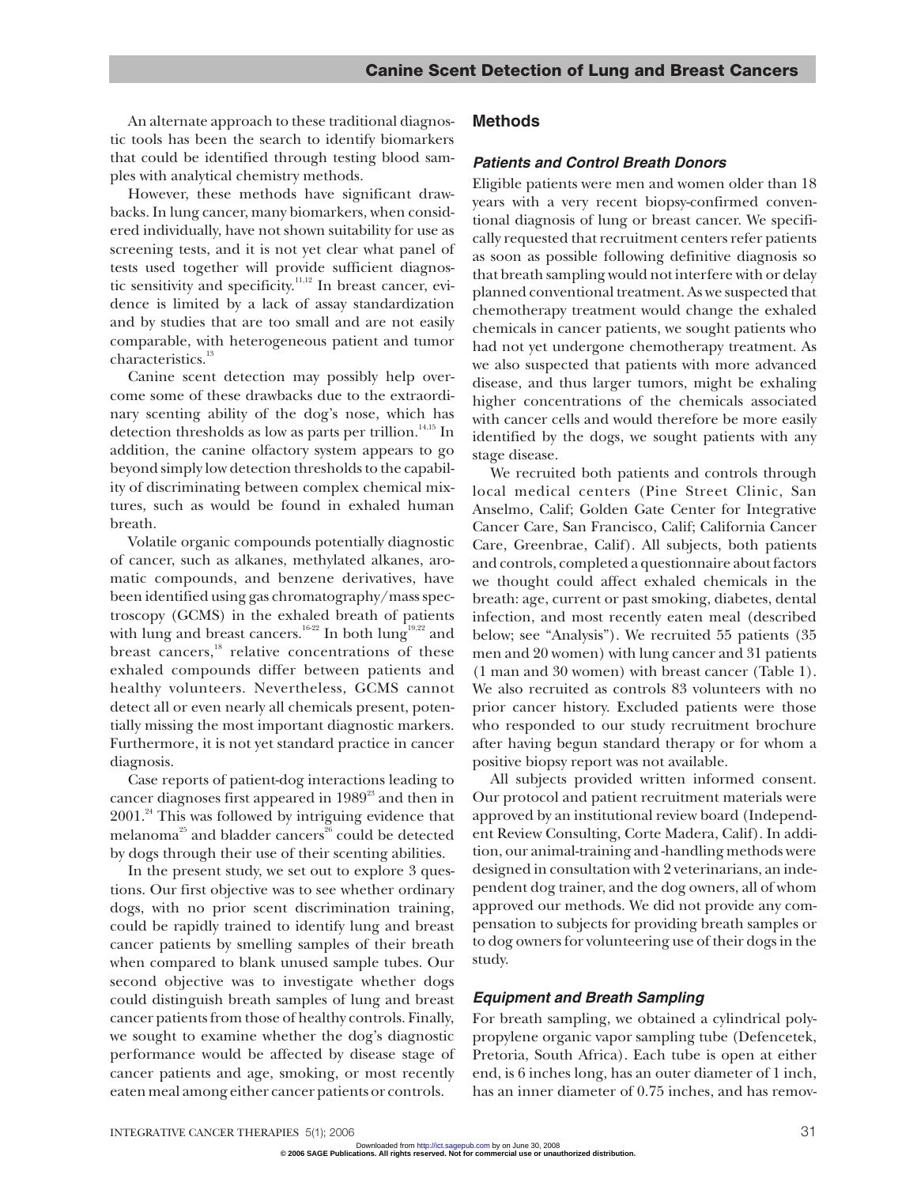An alternate approach to these traditional diagnostic tools has been the search to identify biomarkers that could be identified through testing blood samples with analytical chemistry methods.

However, these methods have significant drawbacks. In lung cancer, many biomarkers, when considered individually, have not shown suitability for use as screening tests, and it is not yet clear what panel of tests used together will provide sufficient diagnostic sensitivity and specificity.[11,12] In breast cancer, evidence is limited by a lack of assay standardization and by studies that are too small and are not easily comparable, with heterogeneous patient and tumor characteristics.[13]

Canine scent detection may possibly help overcome some of these drawbacks due to the extraordinary scenting ability of the dog's nose, which has detection thresholds as low as parts per trillion.[14,15] In addition, the canine olfactory system appears to go beyond simply low detection thresholds to the capability of discriminating between complex chemical mixtures, such as would be found in exhaled human breath.

Volatile organic compounds potentially diagnostic of cancer, such as alkanes, methylated alkanes, aromatic compounds, and benzene derivatives, have been identified using gas chromatography/mass spectroscopy (GCMS) in the exhaled breath of patients with lung and breast cancers.[16-22] In both lung[19,22] and breast cancers,[18] relative concentrations of these exhaled compounds differ between patients and healthy volunteers. Nevertheless, GCMS cannot detect all or even nearly all chemicals present, potentially missing the most important diagnostic markers. Furthermore, it is not yet standard practice in cancer diagnosis.

Case reports of patient-dog interactions leading to cancer diagnoses first appeared in 1989[23] and then in 2001.[24] This was followed by intriguing evidence that melanoma[25] and bladder cancers[26] could be detected by dogs through their use of their scenting abilities.

In the present study, we set out to explore 3 questions. Our first objective was to see whether ordinary dogs, with no prior scent discrimination training, could be rapidly trained to identify lung and breast cancer patients by smelling samples of their breath when compared to blank unused sample tubes. Our second objective was to investigate whether dogs could distinguish breath samples of lung and breast cancer patients from those of healthy controls. Finally, we sought to examine whether the dog's diagnostic performance would be affected by disease stage of cancer patients and age, smoking, or most recently eaten meal among either cancer patients or controls.

## Methods

### *Patients and Control Breath Donors*

Eligible patients were men and women older than 18 years with a very recent biopsy-confirmed conventional diagnosis of lung or breast cancer. We specifically requested that recruitment centers refer patients as soon as possible following definitive diagnosis so that breath sampling would not interfere with or delay planned conventional treatment. As we suspected that chemotherapy treatment would change the exhaled chemicals in cancer patients, we sought patients who had not yet undergone chemotherapy treatment. As we also suspected that patients with more advanced disease, and thus larger tumors, might be exhaling higher concentrations of the chemicals associated with cancer cells and would therefore be more easily identified by the dogs, we sought patients with any stage disease.

We recruited both patients and controls through local medical centers (Pine Street Clinic, San Anselmo, Calif; Golden Gate Center for Integrative Cancer Care, San Francisco, Calif; California Cancer Care, Greenbrae, Calif). All subjects, both patients and controls, completed a questionnaire about factors we thought could affect exhaled chemicals in the breath: age, current or past smoking, diabetes, dental infection, and most recently eaten meal (described below; see "Analysis"). We recruited 55 patients (35 men and 20 women) with lung cancer and 31 patients (1 man and 30 women) with breast cancer (Table 1). We also recruited as controls 83 volunteers with no prior cancer history. Excluded patients were those who responded to our study recruitment brochure after having begun standard therapy or for whom a positive biopsy report was not available.

All subjects provided written informed consent. Our protocol and patient recruitment materials were approved by an institutional review board (Independent Review Consulting, Corte Madera, Calif). In addition, our animal-training and -handling methods were designed in consultation with 2 veterinarians, an independent dog trainer, and the dog owners, all of whom approved our methods. We did not provide any compensation to subjects for providing breath samples or to dog owners for volunteering use of their dogs in the study.

### *Equipment and Breath Sampling*

For breath sampling, we obtained a cylindrical polypropylene organic vapor sampling tube (Defencetek, Pretoria, South Africa). Each tube is open at either end, is 6 inches long, has an outer diameter of 1 inch, has an inner diameter of 0.75 inches, and has remov-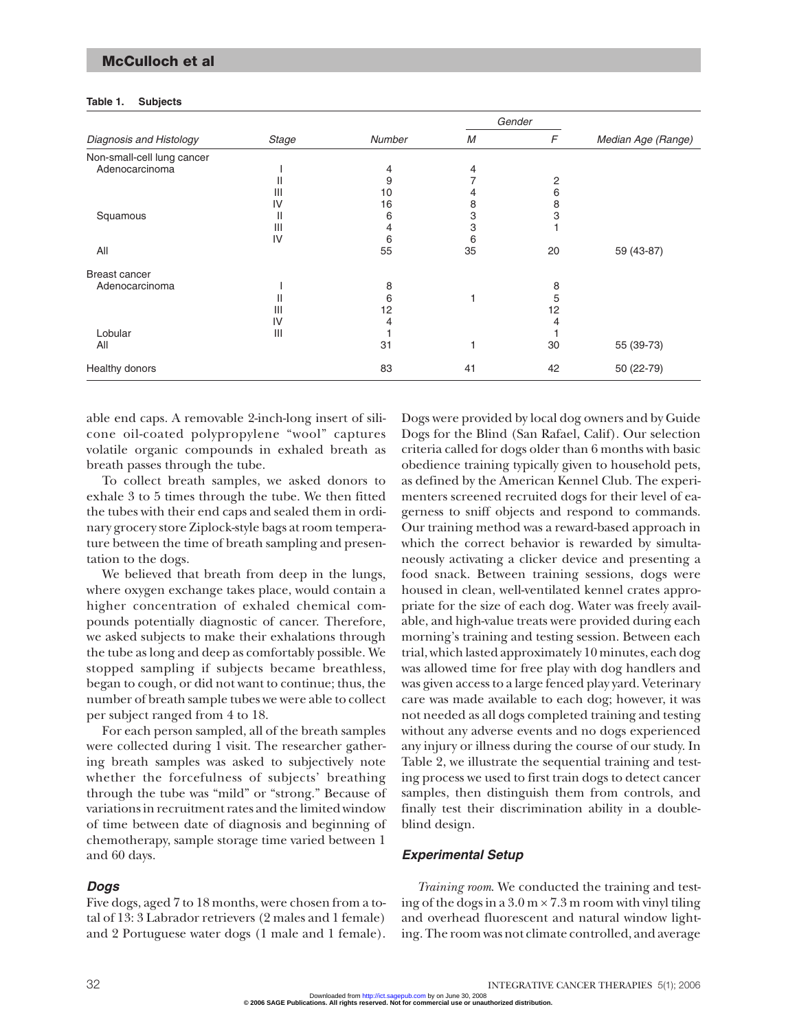**Table 1. Subjects**

| Diagnosis and Histology | Stage | Number | Gender M | Gender F | Median Age (Range) |
|---|---|---|---|---|---|
| Non-small-cell lung cancer | | | | | |
| Adenocarcinoma | I | 4 | 4 | | |
| | II | 9 | 7 | 2 | |
| | III | 10 | 4 | 6 | |
| | IV | 16 | 8 | 8 | |
| Squamous | II | 6 | 3 | 3 | |
| | III | 4 | 3 | 1 | |
| | IV | 6 | 6 | | |
| All | | 55 | 35 | 20 | 59 (43-87) |
| Breast cancer | | | | | |
| Adenocarcinoma | I | 8 | | 8 | |
| | II | 6 | 1 | 5 | |
| | III | 12 | | 12 | |
| | IV | 4 | | 4 | |
| Lobular | III | 1 | | 1 | |
| All | | 31 | 1 | 30 | 55 (39-73) |
| Healthy donors | | 83 | 41 | 42 | 50 (22-79) |

able end caps. A removable 2-inch-long insert of silicone oil-coated polypropylene "wool" captures volatile organic compounds in exhaled breath as breath passes through the tube.

To collect breath samples, we asked donors to exhale 3 to 5 times through the tube. We then fitted the tubes with their end caps and sealed them in ordinary grocery store Ziplock-style bags at room temperature between the time of breath sampling and presentation to the dogs.

We believed that breath from deep in the lungs, where oxygen exchange takes place, would contain a higher concentration of exhaled chemical compounds potentially diagnostic of cancer. Therefore, we asked subjects to make their exhalations through the tube as long and deep as comfortably possible. We stopped sampling if subjects became breathless, began to cough, or did not want to continue; thus, the number of breath sample tubes we were able to collect per subject ranged from 4 to 18.

For each person sampled, all of the breath samples were collected during 1 visit. The researcher gathering breath samples was asked to subjectively note whether the forcefulness of subjects' breathing through the tube was "mild" or "strong." Because of variations in recruitment rates and the limited window of time between date of diagnosis and beginning of chemotherapy, sample storage time varied between 1 and 60 days.

### Dogs

Five dogs, aged 7 to 18 months, were chosen from a total of 13: 3 Labrador retrievers (2 males and 1 female) and 2 Portuguese water dogs (1 male and 1 female). Dogs were provided by local dog owners and by Guide Dogs for the Blind (San Rafael, Calif). Our selection criteria called for dogs older than 6 months with basic obedience training typically given to household pets, as defined by the American Kennel Club. The experimenters screened recruited dogs for their level of eagerness to sniff objects and respond to commands. Our training method was a reward-based approach in which the correct behavior is rewarded by simultaneously activating a clicker device and presenting a food snack. Between training sessions, dogs were housed in clean, well-ventilated kennel crates appropriate for the size of each dog. Water was freely available, and high-value treats were provided during each morning's training and testing session. Between each trial, which lasted approximately 10 minutes, each dog was allowed time for free play with dog handlers and was given access to a large fenced play yard. Veterinary care was made available to each dog; however, it was not needed as all dogs completed training and testing without any adverse events and no dogs experienced any injury or illness during the course of our study. In Table 2, we illustrate the sequential training and testing process we used to first train dogs to detect cancer samples, then distinguish them from controls, and finally test their discrimination ability in a double-blind design.

### Experimental Setup

*Training room*. We conducted the training and testing of the dogs in a 3.0 m × 7.3 m room with vinyl tiling and overhead fluorescent and natural window lighting. The room was not climate controlled, and average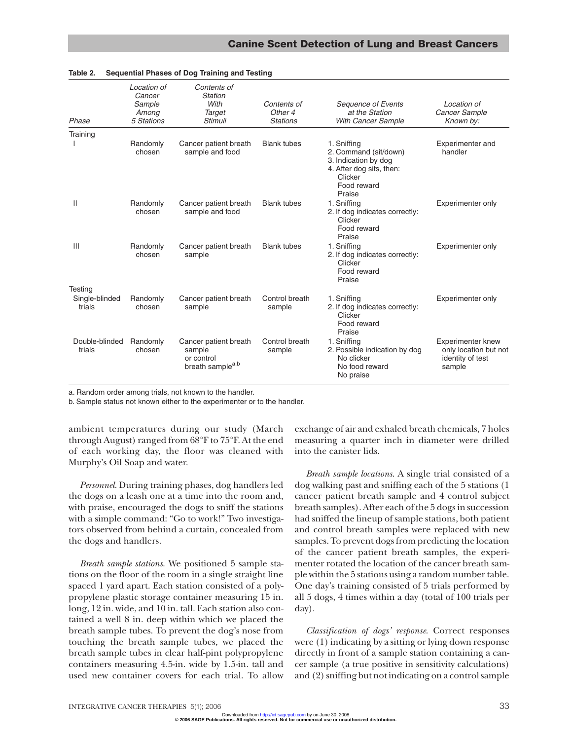**Table 2. Sequential Phases of Dog Training and Testing**

| Phase | Location of Cancer Sample Among 5 Stations | Contents of Station With Target Stimuli | Contents of Other 4 Stations | Sequence of Events at the Station With Cancer Sample | Location of Cancer Sample Known by: |
|---|---|---|---|---|---|
| Training | | | | | |
| I | Randomly chosen | Cancer patient breath sample and food | Blank tubes | 1. Sniffing<br>2. Command (sit/down)<br>3. Indication by dog<br>4. After dog sits, then: Clicker, Food reward, Praise | Experimenter and handler |
| II | Randomly chosen | Cancer patient breath sample and food | Blank tubes | 1. Sniffing<br>2. If dog indicates correctly: Clicker, Food reward, Praise | Experimenter only |
| III | Randomly chosen | Cancer patient breath sample | Blank tubes | 1. Sniffing<br>2. If dog indicates correctly: Clicker, Food reward, Praise | Experimenter only |
| Testing | | | | | |
| Single-blinded trials | Randomly chosen | Cancer patient breath sample | Control breath sample | 1. Sniffing<br>2. If dog indicates correctly: Clicker, Food reward, Praise | Experimenter only |
| Double-blinded trials | Randomly chosen | Cancer patient breath sample or control breath sample[a,b] | Control breath sample | 1. Sniffing<br>2. Possible indication by dog: No clicker, No food reward, No praise | Experimenter knew only location but not identity of test sample |

a. Random order among trials, not known to the handler.
b. Sample status not known either to the experimenter or to the handler.

ambient temperatures during our study (March through August) ranged from 68°F to 75°F. At the end of each working day, the floor was cleaned with Murphy's Oil Soap and water.

*Personnel*. During training phases, dog handlers led the dogs on a leash one at a time into the room and, with praise, encouraged the dogs to sniff the stations with a simple command: "Go to work!" Two investigators observed from behind a curtain, concealed from the dogs and handlers.

*Breath sample stations*. We positioned 5 sample stations on the floor of the room in a single straight line spaced 1 yard apart. Each station consisted of a polypropylene plastic storage container measuring 15 in. long, 12 in. wide, and 10 in. tall. Each station also contained a well 8 in. deep within which we placed the breath sample tubes. To prevent the dog's nose from touching the breath sample tubes, we placed the breath sample tubes in clear half-pint polypropylene containers measuring 4.5-in. wide by 1.5-in. tall and used new container covers for each trial. To allow exchange of air and exhaled breath chemicals, 7 holes measuring a quarter inch in diameter were drilled into the canister lids.

*Breath sample locations*. A single trial consisted of a dog walking past and sniffing each of the 5 stations (1 cancer patient breath sample and 4 control subject breath samples). After each of the 5 dogs in succession had sniffed the lineup of sample stations, both patient and control breath samples were replaced with new samples. To prevent dogs from predicting the location of the cancer patient breath samples, the experimenter rotated the location of the cancer breath sample within the 5 stations using a random number table. One day's training consisted of 5 trials performed by all 5 dogs, 4 times within a day (total of 100 trials per day).

*Classification of dogs' response*. Correct responses were (1) indicating by a sitting or lying down response directly in front of a sample station containing a cancer sample (a true positive in sensitivity calculations) and (2) sniffing but not indicating on a control sample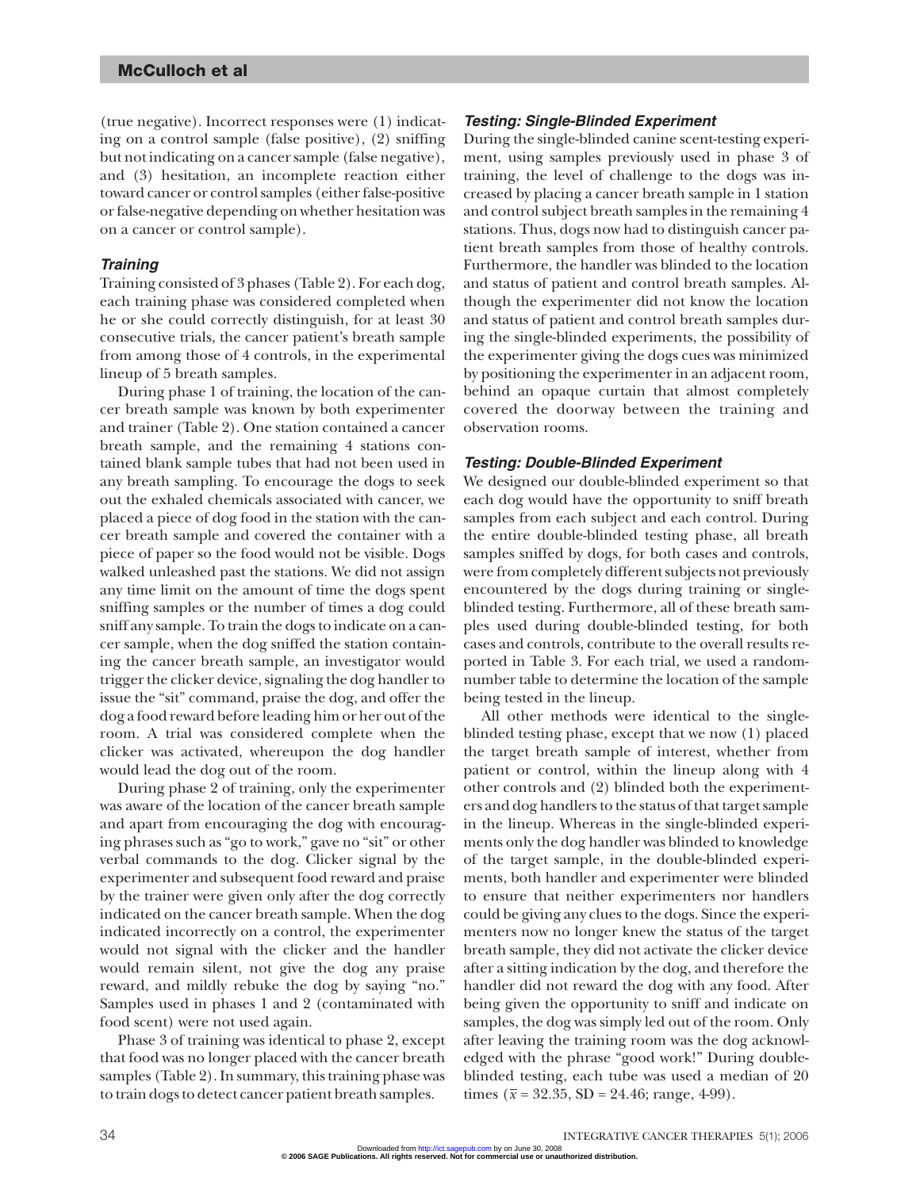(true negative). Incorrect responses were (1) indicating on a control sample (false positive), (2) sniffing but not indicating on a cancer sample (false negative), and (3) hesitation, an incomplete reaction either toward cancer or control samples (either false-positive or false-negative depending on whether hesitation was on a cancer or control sample).

### *Training*

Training consisted of 3 phases (Table 2). For each dog, each training phase was considered completed when he or she could correctly distinguish, for at least 30 consecutive trials, the cancer patient's breath sample from among those of 4 controls, in the experimental lineup of 5 breath samples.

During phase 1 of training, the location of the cancer breath sample was known by both experimenter and trainer (Table 2). One station contained a cancer breath sample, and the remaining 4 stations contained blank sample tubes that had not been used in any breath sampling. To encourage the dogs to seek out the exhaled chemicals associated with cancer, we placed a piece of dog food in the station with the cancer breath sample and covered the container with a piece of paper so the food would not be visible. Dogs walked unleashed past the stations. We did not assign any time limit on the amount of time the dogs spent sniffing samples or the number of times a dog could sniff any sample. To train the dogs to indicate on a cancer sample, when the dog sniffed the station containing the cancer breath sample, an investigator would trigger the clicker device, signaling the dog handler to issue the "sit" command, praise the dog, and offer the dog a food reward before leading him or her out of the room. A trial was considered complete when the clicker was activated, whereupon the dog handler would lead the dog out of the room.

During phase 2 of training, only the experimenter was aware of the location of the cancer breath sample and apart from encouraging the dog with encouraging phrases such as "go to work," gave no "sit" or other verbal commands to the dog. Clicker signal by the experimenter and subsequent food reward and praise by the trainer were given only after the dog correctly indicated on the cancer breath sample. When the dog indicated incorrectly on a control, the experimenter would not signal with the clicker and the handler would remain silent, not give the dog any praise reward, and mildly rebuke the dog by saying "no." Samples used in phases 1 and 2 (contaminated with food scent) were not used again.

Phase 3 of training was identical to phase 2, except that food was no longer placed with the cancer breath samples (Table 2). In summary, this training phase was to train dogs to detect cancer patient breath samples.

### *Testing: Single-Blinded Experiment*

During the single-blinded canine scent-testing experiment, using samples previously used in phase 3 of training, the level of challenge to the dogs was increased by placing a cancer breath sample in 1 station and control subject breath samples in the remaining 4 stations. Thus, dogs now had to distinguish cancer patient breath samples from those of healthy controls. Furthermore, the handler was blinded to the location and status of patient and control breath samples. Although the experimenter did not know the location and status of patient and control breath samples during the single-blinded experiments, the possibility of the experimenter giving the dogs cues was minimized by positioning the experimenter in an adjacent room, behind an opaque curtain that almost completely covered the doorway between the training and observation rooms.

### *Testing: Double-Blinded Experiment*

We designed our double-blinded experiment so that each dog would have the opportunity to sniff breath samples from each subject and each control. During the entire double-blinded testing phase, all breath samples sniffed by dogs, for both cases and controls, were from completely different subjects not previously encountered by the dogs during training or single-blinded testing. Furthermore, all of these breath samples used during double-blinded testing, for both cases and controls, contribute to the overall results reported in Table 3. For each trial, we used a random-number table to determine the location of the sample being tested in the lineup.

All other methods were identical to the single-blinded testing phase, except that we now (1) placed the target breath sample of interest, whether from patient or control, within the lineup along with 4 other controls and (2) blinded both the experimenters and dog handlers to the status of that target sample in the lineup. Whereas in the single-blinded experiments only the dog handler was blinded to knowledge of the target sample, in the double-blinded experiments, both handler and experimenter were blinded to ensure that neither experimenters nor handlers could be giving any clues to the dogs. Since the experimenters now no longer knew the status of the target breath sample, they did not activate the clicker device after a sitting indication by the dog, and therefore the handler did not reward the dog with any food. After being given the opportunity to sniff and indicate on samples, the dog was simply led out of the room. Only after leaving the training room was the dog acknowledged with the phrase "good work!" During double-blinded testing, each tube was used a median of 20 times ($\bar{x}$ = 32.35, SD = 24.46; range, 4-99).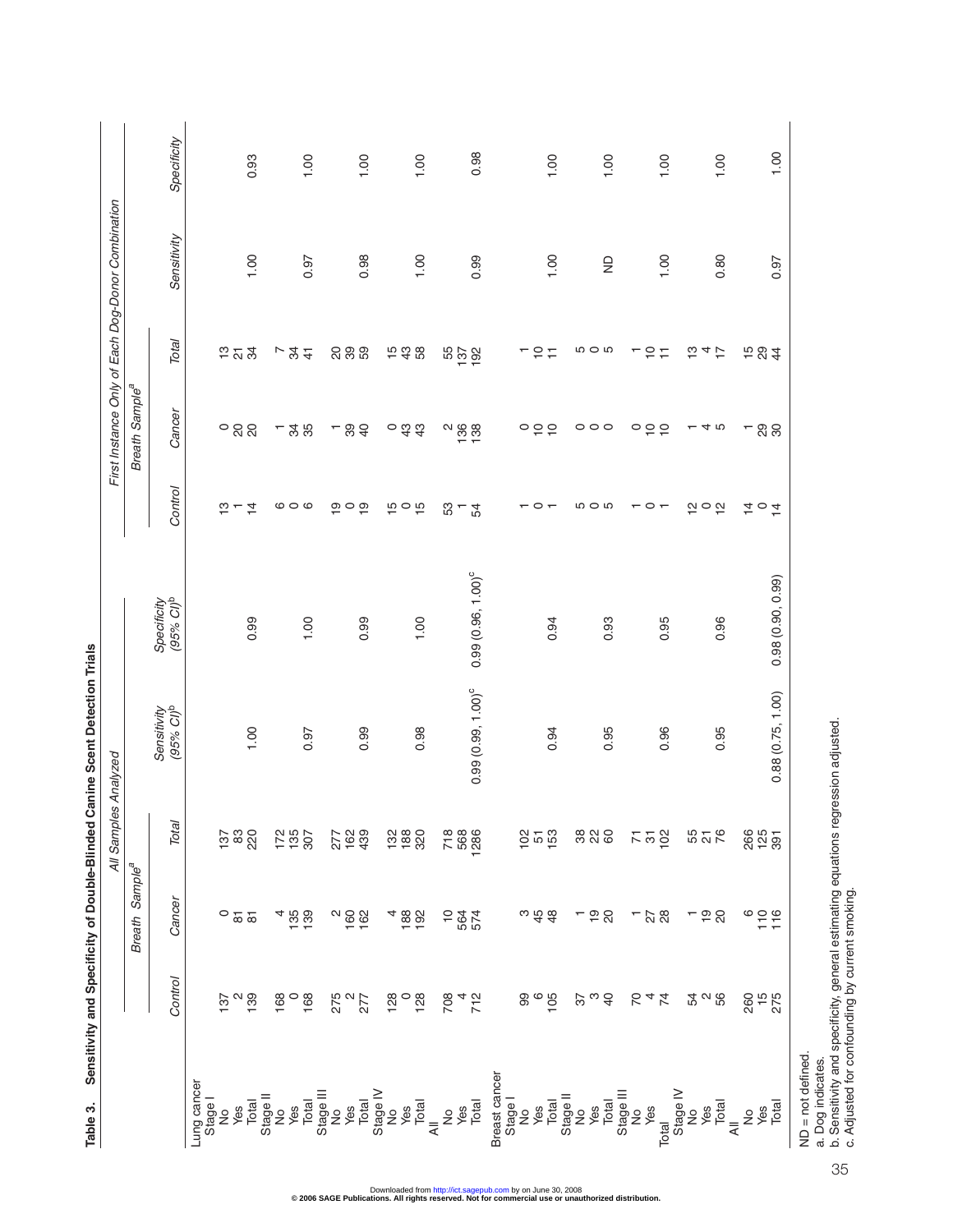**Table 3. Sensitivity and Specificity of Double-Blinded Canine Scent Detection Trials**

| | All Samples Analyzed | | | | | First Instance Only of Each Dog-Donor Combination | | | | |
|---|---|---|---|---|---|---|---|---|---|---|
| | Breath Sample[a] | | | | | Breath Sample[a] | | | | |
| | Control | Cancer | Total | Sensitivity (95% CI)[b] | Specificity (95% CI)[b] | Control | Cancer | Total | Sensitivity | Specificity |
| **Lung cancer** | | | | | | | | | | |
| Stage I | | | | | | | | | | |
| No | 137 | 0 | 137 | | | 13 | 0 | 13 | | |
| Yes | 2 | 81 | 83 | | | 1 | 20 | 21 | | |
| Total | 139 | 81 | 220 | 1.00 | 0.99 | 14 | 20 | 34 | 1.00 | 0.93 |
| Stage II | | | | | | | | | | |
| No | 168 | 4 | 172 | | | 6 | 1 | 7 | | |
| Yes | 0 | 135 | 135 | | | 0 | 34 | 34 | | |
| Total | 168 | 139 | 307 | 0.97 | 1.00 | 6 | 35 | 41 | 0.97 | 1.00 |
| Stage III | | | | | | | | | | |
| No | 275 | 2 | 277 | | | 19 | 1 | 20 | | |
| Yes | 2 | 160 | 162 | | | 0 | 39 | 39 | | |
| Total | 277 | 162 | 439 | 0.99 | 0.99 | 19 | 40 | 59 | 0.98 | 1.00 |
| Stage IV | | | | | | | | | | |
| No | 128 | 4 | 132 | | | 15 | 0 | 15 | | |
| Yes | 0 | 188 | 188 | | | 0 | 43 | 43 | | |
| Total | 128 | 192 | 320 | 0.98 | 1.00 | 15 | 43 | 58 | 1.00 | 1.00 |
| All | | | | | | | | | | |
| No | 708 | 10 | 718 | | | 53 | 2 | 55 | | |
| Yes | 4 | 564 | 568 | | | 1 | 136 | 137 | | |
| Total | 712 | 574 | 1286 | 0.99 (0.99, 1.00)[c] | 0.99 (0.96, 1.00)[c] | 54 | 138 | 192 | 0.99 | 0.98 |
| **Breast cancer** | | | | | | | | | | |
| Stage I | | | | | | | | | | |
| No | 99 | 3 | 102 | | | 1 | 0 | 1 | | |
| Yes | 6 | 45 | 51 | | | 0 | 10 | 10 | | |
| Total | 105 | 48 | 153 | 0.94 | 0.94 | 1 | 10 | 11 | 1.00 | 1.00 |
| Stage II | | | | | | | | | | |
| No | 37 | 1 | 38 | | | 5 | 0 | 5 | | |
| Yes | 3 | 19 | 22 | | | 0 | 0 | 0 | | |
| Total | 40 | 20 | 60 | 0.95 | 0.93 | 5 | 0 | 5 | ND | 1.00 |
| Stage III | | | | | | | | | | |
| No | 70 | 1 | 71 | | | 1 | 0 | 1 | | |
| Yes | 4 | 27 | 31 | | | 0 | 10 | 10 | | |
| Total | 74 | 28 | 102 | 0.96 | 0.95 | 1 | 10 | 11 | 1.00 | 1.00 |
| Stage IV | | | | | | | | | | |
| No | 54 | 1 | 55 | | | 12 | 1 | 13 | | |
| Yes | 2 | 19 | 21 | | | 0 | 4 | 4 | | |
| Total | 56 | 20 | 76 | 0.95 | 0.96 | 12 | 5 | 17 | 0.80 | 1.00 |
| All | | | | | | | | | | |
| No | 260 | 6 | 266 | | | 14 | 1 | 15 | | |
| Yes | 15 | 110 | 125 | | | 0 | 29 | 29 | | |
| Total | 275 | 116 | 391 | 0.88 (0.75, 1.00) | 0.98 (0.90, 0.99) | 14 | 30 | 44 | 0.97 | 1.00 |

ND = not defined.
a. Dog indicates.
b. Sensitivity and specificity, general estimating equations regression adjusted.
c. Adjusted for confounding by current smoking.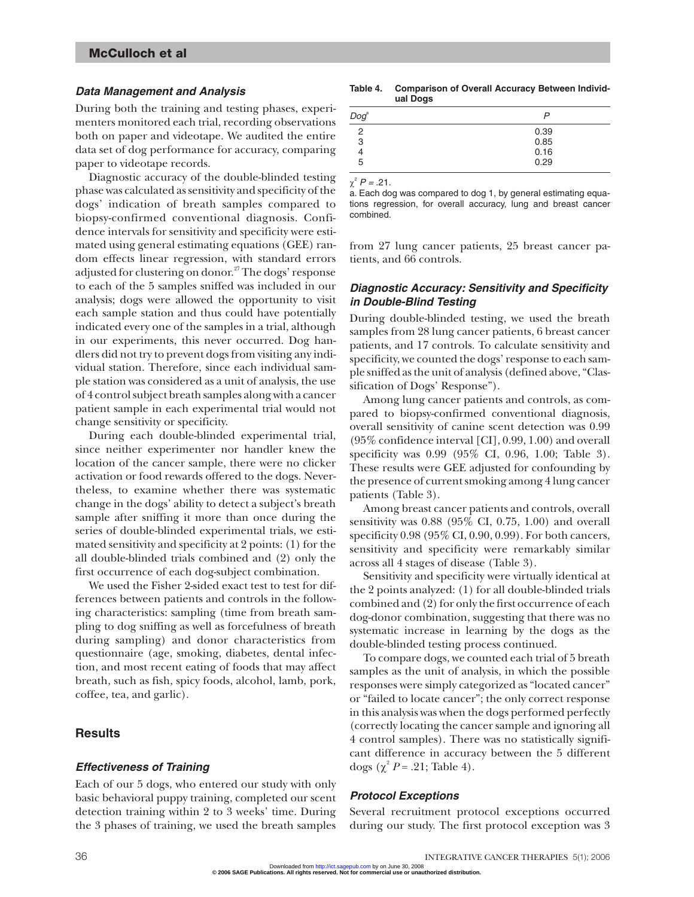### *Data Management and Analysis*

During both the training and testing phases, experimenters monitored each trial, recording observations both on paper and videotape. We audited the entire data set of dog performance for accuracy, comparing paper to videotape records.

Diagnostic accuracy of the double-blinded testing phase was calculated as sensitivity and specificity of the dogs' indication of breath samples compared to biopsy-confirmed conventional diagnosis. Confidence intervals for sensitivity and specificity were estimated using general estimating equations (GEE) random effects linear regression, with standard errors adjusted for clustering on donor.[27] The dogs' response to each of the 5 samples sniffed was included in our analysis; dogs were allowed the opportunity to visit each sample station and thus could have potentially indicated every one of the samples in a trial, although in our experiments, this never occurred. Dog handlers did not try to prevent dogs from visiting any individual station. Therefore, since each individual sample station was considered as a unit of analysis, the use of 4 control subject breath samples along with a cancer patient sample in each experimental trial would not change sensitivity or specificity.

During each double-blinded experimental trial, since neither experimenter nor handler knew the location of the cancer sample, there were no clicker activation or food rewards offered to the dogs. Nevertheless, to examine whether there was systematic change in the dogs' ability to detect a subject's breath sample after sniffing it more than once during the series of double-blinded experimental trials, we estimated sensitivity and specificity at 2 points: (1) for the all double-blinded trials combined and (2) only the first occurrence of each dog-subject combination.

We used the Fisher 2-sided exact test to test for differences between patients and controls in the following characteristics: sampling (time from breath sampling to dog sniffing as well as forcefulness of breath during sampling) and donor characteristics from questionnaire (age, smoking, diabetes, dental infection, and most recent eating of foods that may affect breath, such as fish, spicy foods, alcohol, lamb, pork, coffee, tea, and garlic).

## Results

### *Effectiveness of Training*

Each of our 5 dogs, who entered our study with only basic behavioral puppy training, completed our scent detection training within 2 to 3 weeks' time. During the 3 phases of training, we used the breath samples from 27 lung cancer patients, 25 breast cancer patients, and 66 controls.

**Table 4. Comparison of Overall Accuracy Between Individual Dogs**

| Dog[a] | P |
|---|---|
| 2 | 0.39 |
| 3 | 0.85 |
| 4 | 0.16 |
| 5 | 0.29 |

$\chi^2$ $P$ = .21.

a. Each dog was compared to dog 1, by general estimating equations regression, for overall accuracy, lung and breast cancer combined.

### *Diagnostic Accuracy: Sensitivity and Specificity in Double-Blind Testing*

During double-blinded testing, we used the breath samples from 28 lung cancer patients, 6 breast cancer patients, and 17 controls. To calculate sensitivity and specificity, we counted the dogs' response to each sample sniffed as the unit of analysis (defined above, "Classification of Dogs' Response").

Among lung cancer patients and controls, as compared to biopsy-confirmed conventional diagnosis, overall sensitivity of canine scent detection was 0.99 (95% confidence interval [CI], 0.99, 1.00) and overall specificity was 0.99 (95% CI, 0.96, 1.00; Table 3). These results were GEE adjusted for confounding by the presence of current smoking among 4 lung cancer patients (Table 3).

Among breast cancer patients and controls, overall sensitivity was 0.88 (95% CI, 0.75, 1.00) and overall specificity 0.98 (95% CI, 0.90, 0.99). For both cancers, sensitivity and specificity were remarkably similar across all 4 stages of disease (Table 3).

Sensitivity and specificity were virtually identical at the 2 points analyzed: (1) for all double-blinded trials combined and (2) for only the first occurrence of each dog-donor combination, suggesting that there was no systematic increase in learning by the dogs as the double-blinded testing process continued.

To compare dogs, we counted each trial of 5 breath samples as the unit of analysis, in which the possible responses were simply categorized as "located cancer" or "failed to locate cancer"; the only correct response in this analysis was when the dogs performed perfectly (correctly locating the cancer sample and ignoring all 4 control samples). There was no statistically significant difference in accuracy between the 5 different dogs ($\chi^2$ $P$ = .21; Table 4).

### *Protocol Exceptions*

Several recruitment protocol exceptions occurred during our study. The first protocol exception was 3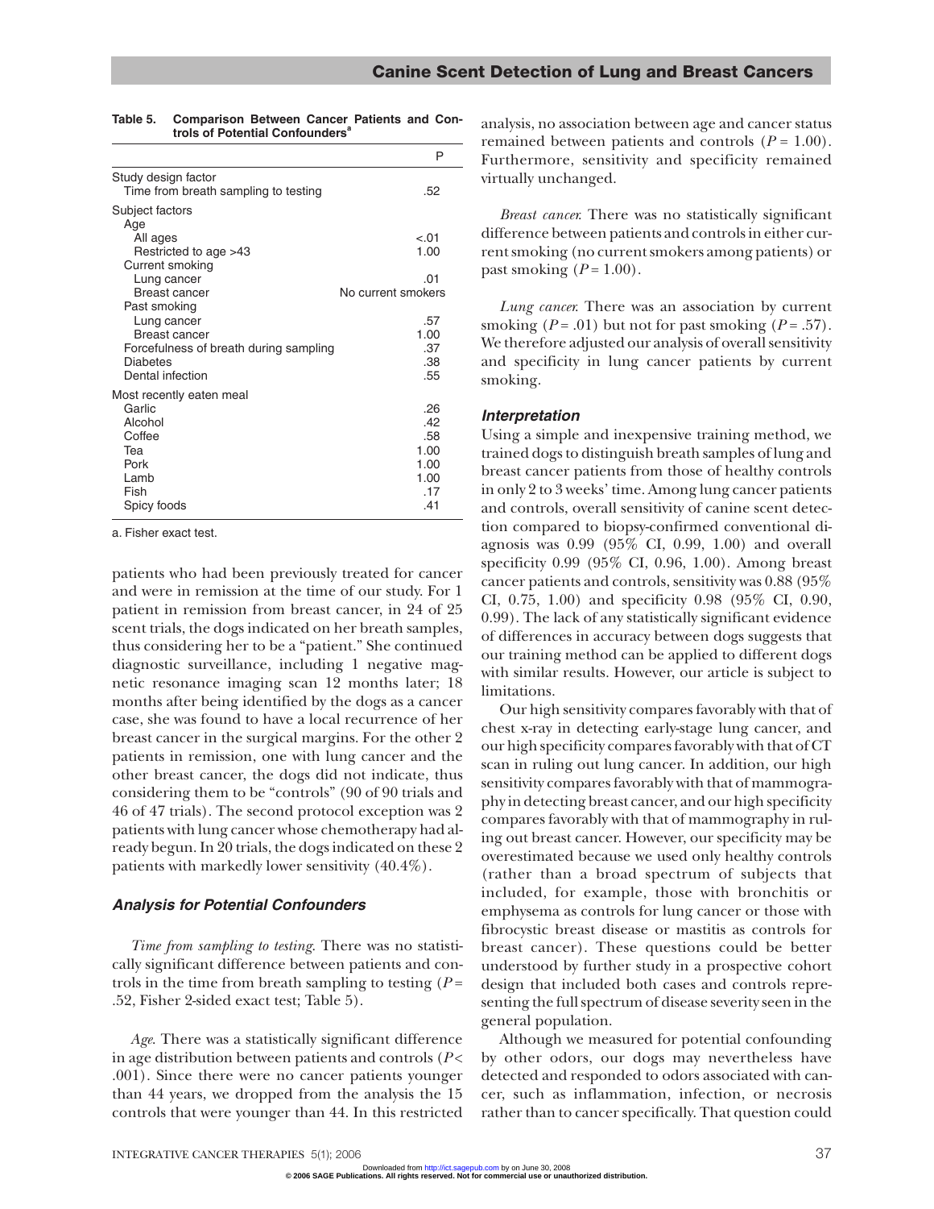**Table 5. Comparison Between Cancer Patients and Controls of Potential Confounders[a]**

| | P |
|---|---|
| Study design factor | |
| Time from breath sampling to testing | .52 |
| Subject factors | |
| Age | |
| All ages | <.01 |
| Restricted to age >43 | 1.00 |
| Current smoking | |
| Lung cancer | .01 |
| Breast cancer | No current smokers |
| Past smoking | |
| Lung cancer | .57 |
| Breast cancer | 1.00 |
| Forcefulness of breath during sampling | .37 |
| Diabetes | .38 |
| Dental infection | .55 |
| Most recently eaten meal | |
| Garlic | .26 |
| Alcohol | .42 |
| Coffee | .58 |
| Tea | 1.00 |
| Pork | 1.00 |
| Lamb | 1.00 |
| Fish | .17 |
| Spicy foods | .41 |

a. Fisher exact test.

patients who had been previously treated for cancer and were in remission at the time of our study. For 1 patient in remission from breast cancer, in 24 of 25 scent trials, the dogs indicated on her breath samples, thus considering her to be a "patient." She continued diagnostic surveillance, including 1 negative magnetic resonance imaging scan 12 months later; 18 months after being identified by the dogs as a cancer case, she was found to have a local recurrence of her breast cancer in the surgical margins. For the other 2 patients in remission, one with lung cancer and the other breast cancer, the dogs did not indicate, thus considering them to be "controls" (90 of 90 trials and 46 of 47 trials). The second protocol exception was 2 patients with lung cancer whose chemotherapy had already begun. In 20 trials, the dogs indicated on these 2 patients with markedly lower sensitivity (40.4%).

### Analysis for Potential Confounders

*Time from sampling to testing.* There was no statistically significant difference between patients and controls in the time from breath sampling to testing ($P$ = .52, Fisher 2-sided exact test; Table 5).

*Age.* There was a statistically significant difference in age distribution between patients and controls ($P$ < .001). Since there were no cancer patients younger than 44 years, we dropped from the analysis the 15 controls that were younger than 44. In this restricted analysis, no association between age and cancer status remained between patients and controls ($P$ = 1.00). Furthermore, sensitivity and specificity remained virtually unchanged.

*Breast cancer.* There was no statistically significant difference between patients and controls in either current smoking (no current smokers among patients) or past smoking ($P$ = 1.00).

*Lung cancer.* There was an association by current smoking ($P$ = .01) but not for past smoking ($P$ = .57). We therefore adjusted our analysis of overall sensitivity and specificity in lung cancer patients by current smoking.

### Interpretation

Using a simple and inexpensive training method, we trained dogs to distinguish breath samples of lung and breast cancer patients from those of healthy controls in only 2 to 3 weeks' time. Among lung cancer patients and controls, overall sensitivity of canine scent detection compared to biopsy-confirmed conventional diagnosis was 0.99 (95% CI, 0.99, 1.00) and overall specificity 0.99 (95% CI, 0.96, 1.00). Among breast cancer patients and controls, sensitivity was 0.88 (95% CI, 0.75, 1.00) and specificity 0.98 (95% CI, 0.90, 0.99). The lack of any statistically significant evidence of differences in accuracy between dogs suggests that our training method can be applied to different dogs with similar results. However, our article is subject to limitations.

Our high sensitivity compares favorably with that of chest x-ray in detecting early-stage lung cancer, and our high specificity compares favorably with that of CT scan in ruling out lung cancer. In addition, our high sensitivity compares favorably with that of mammography in detecting breast cancer, and our high specificity compares favorably with that of mammography in ruling out breast cancer. However, our specificity may be overestimated because we used only healthy controls (rather than a broad spectrum of subjects that included, for example, those with bronchitis or emphysema as controls for lung cancer or those with fibrocystic breast disease or mastitis as controls for breast cancer). These questions could be better understood by further study in a prospective cohort design that included both cases and controls representing the full spectrum of disease severity seen in the general population.

Although we measured for potential confounding by other odors, our dogs may nevertheless have detected and responded to odors associated with cancer, such as inflammation, infection, or necrosis rather than to cancer specifically. That question could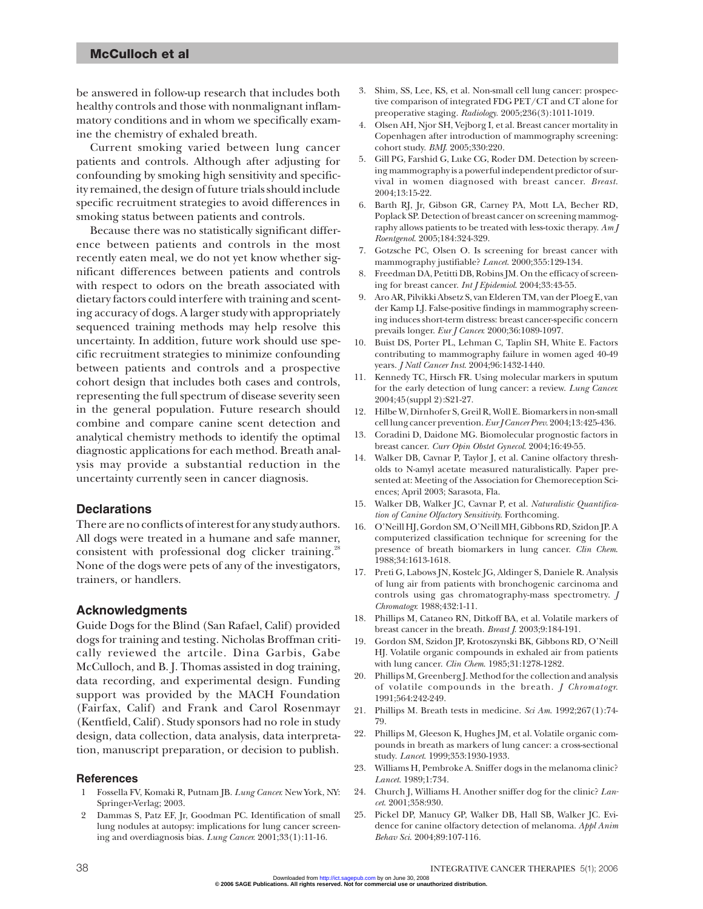be answered in follow-up research that includes both healthy controls and those with nonmalignant inflammatory conditions and in whom we specifically examine the chemistry of exhaled breath.

Current smoking varied between lung cancer patients and controls. Although after adjusting for confounding by smoking high sensitivity and specificity remained, the design of future trials should include specific recruitment strategies to avoid differences in smoking status between patients and controls.

Because there was no statistically significant difference between patients and controls in the most recently eaten meal, we do not yet know whether significant differences between patients and controls with respect to odors on the breath associated with dietary factors could interfere with training and scenting accuracy of dogs. A larger study with appropriately sequenced training methods may help resolve this uncertainty. In addition, future work should use specific recruitment strategies to minimize confounding between patients and controls and a prospective cohort design that includes both cases and controls, representing the full spectrum of disease severity seen in the general population. Future research should combine and compare canine scent detection and analytical chemistry methods to identify the optimal diagnostic applications for each method. Breath analysis may provide a substantial reduction in the uncertainty currently seen in cancer diagnosis.

## Declarations

There are no conflicts of interest for any study authors. All dogs were treated in a humane and safe manner, consistent with professional dog clicker training.[28] None of the dogs were pets of any of the investigators, trainers, or handlers.

## Acknowledgments

Guide Dogs for the Blind (San Rafael, Calif) provided dogs for training and testing. Nicholas Broffman critically reviewed the artcile. Dina Garbis, Gabe McCulloch, and B. J. Thomas assisted in dog training, data recording, and experimental design. Funding support was provided by the MACH Foundation (Fairfax, Calif) and Frank and Carol Rosenmayr (Kentfield, Calif). Study sponsors had no role in study design, data collection, data analysis, data interpretation, manuscript preparation, or decision to publish.

## References

1. Fossella FV, Komaki R, Putnam JB. *Lung Cancer.* New York, NY: Springer-Verlag; 2003.
2. Dammas S, Patz EF, Jr, Goodman PC. Identification of small lung nodules at autopsy: implications for lung cancer screening and overdiagnosis bias. *Lung Cancer.* 2001;33(1):11-16.
3. Shim, SS, Lee, KS, et al. Non-small cell lung cancer: prospective comparison of integrated FDG PET/CT and CT alone for preoperative staging. *Radiology.* 2005;236(3):1011-1019.
4. Olsen AH, Njor SH, Vejborg I, et al. Breast cancer mortality in Copenhagen after introduction of mammography screening: cohort study. *BMJ.* 2005;330:220.
5. Gill PG, Farshid G, Luke CG, Roder DM. Detection by screening mammography is a powerful independent predictor of survival in women diagnosed with breast cancer. *Breast.* 2004;13:15-22.
6. Barth RJ, Jr, Gibson GR, Carney PA, Mott LA, Becher RD, Poplack SP. Detection of breast cancer on screening mammography allows patients to be treated with less-toxic therapy. *Am J Roentgenol.* 2005;184:324-329.
7. Gotzsche PC, Olsen O. Is screening for breast cancer with mammography justifiable? *Lancet.* 2000;355:129-134.
8. Freedman DA, Petitti DB, Robins JM. On the efficacy of screening for breast cancer. *Int J Epidemiol.* 2004;33:43-55.
9. Aro AR, Pilvikki Absetz S, van Elderen TM, van der Ploeg E, van der Kamp LJ. False-positive findings in mammography screening induces short-term distress: breast cancer-specific concern prevails longer. *Eur J Cancer.* 2000;36:1089-1097.
10. Buist DS, Porter PL, Lehman C, Taplin SH, White E. Factors contributing to mammography failure in women aged 40-49 years. *J Natl Cancer Inst.* 2004;96:1432-1440.
11. Kennedy TC, Hirsch FR. Using molecular markers in sputum for the early detection of lung cancer: a review. *Lung Cancer.* 2004;45(suppl 2):S21-27.
12. Hilbe W, Dirnhofer S, Greil R, Woll E. Biomarkers in non-small cell lung cancer prevention. *Eur J Cancer Prev.* 2004;13:425-436.
13. Coradini D, Daidone MG. Biomolecular prognostic factors in breast cancer. *Curr Opin Obstet Gynecol.* 2004;16:49-55.
14. Walker DB, Cavnar P, Taylor J, et al. Canine olfactory thresholds to N-amyl acetate measured naturalistically. Paper presented at: Meeting of the Association for Chemoreception Sciences; April 2003; Sarasota, Fla.
15. Walker DB, Walker JC, Cavnar P, et al. *Naturalistic Quantification of Canine Olfactory Sensitivity.* Forthcoming.
16. O'Neill HJ, Gordon SM, O'Neill MH, Gibbons RD, Szidon JP. A computerized classification technique for screening for the presence of breath biomarkers in lung cancer. *Clin Chem.* 1988;34:1613-1618.
17. Preti G, Labows JN, Kostelc JG, Aldinger S, Daniele R. Analysis of lung air from patients with bronchogenic carcinoma and controls using gas chromatography-mass spectrometry. *J Chromatogr.* 1988;432:1-11.
18. Phillips M, Cataneo RN, Ditkoff BA, et al. Volatile markers of breast cancer in the breath. *Breast J.* 2003;9:184-191.
19. Gordon SM, Szidon JP, Krotoszynski BK, Gibbons RD, O'Neill HJ. Volatile organic compounds in exhaled air from patients with lung cancer. *Clin Chem.* 1985;31:1278-1282.
20. Phillips M, Greenberg J. Method for the collection and analysis of volatile compounds in the breath. *J Chromatogr.* 1991;564:242-249.
21. Phillips M. Breath tests in medicine. *Sci Am.* 1992;267(1):74-79.
22. Phillips M, Gleeson K, Hughes JM, et al. Volatile organic compounds in breath as markers of lung cancer: a cross-sectional study. *Lancet.* 1999;353:1930-1933.
23. Williams H, Pembroke A. Sniffer dogs in the melanoma clinic? *Lancet.* 1989;1:734.
24. Church J, Williams H. Another sniffer dog for the clinic? *Lancet.* 2001;358:930.
25. Pickel DP, Manucy GP, Walker DB, Hall SB, Walker JC. Evidence for canine olfactory detection of melanoma. *Appl Anim Behav Sci.* 2004;89:107-116.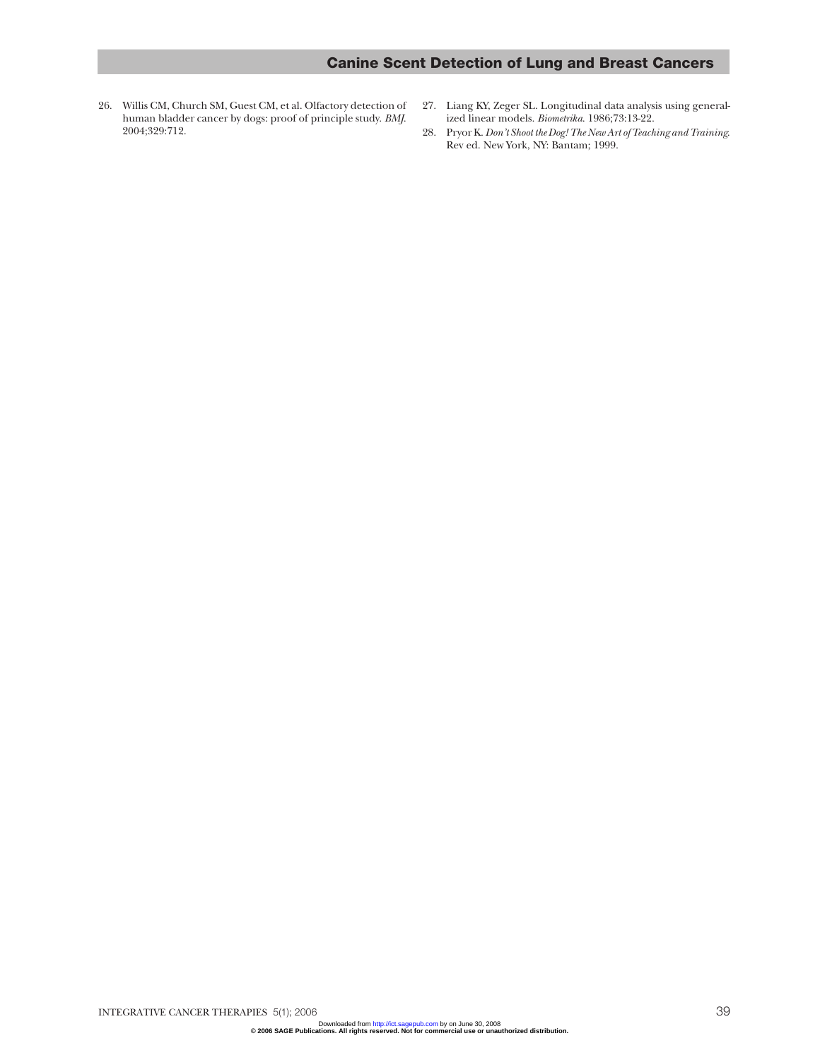26. Willis CM, Church SM, Guest CM, et al. Olfactory detection of human bladder cancer by dogs: proof of principle study. *BMJ*. 2004;329:712.
27. Liang KY, Zeger SL. Longitudinal data analysis using generalized linear models. *Biometrika*. 1986;73:13-22.
28. Pryor K. *Don't Shoot the Dog! The New Art of Teaching and Training*. Rev ed. New York, NY: Bantam; 1999.